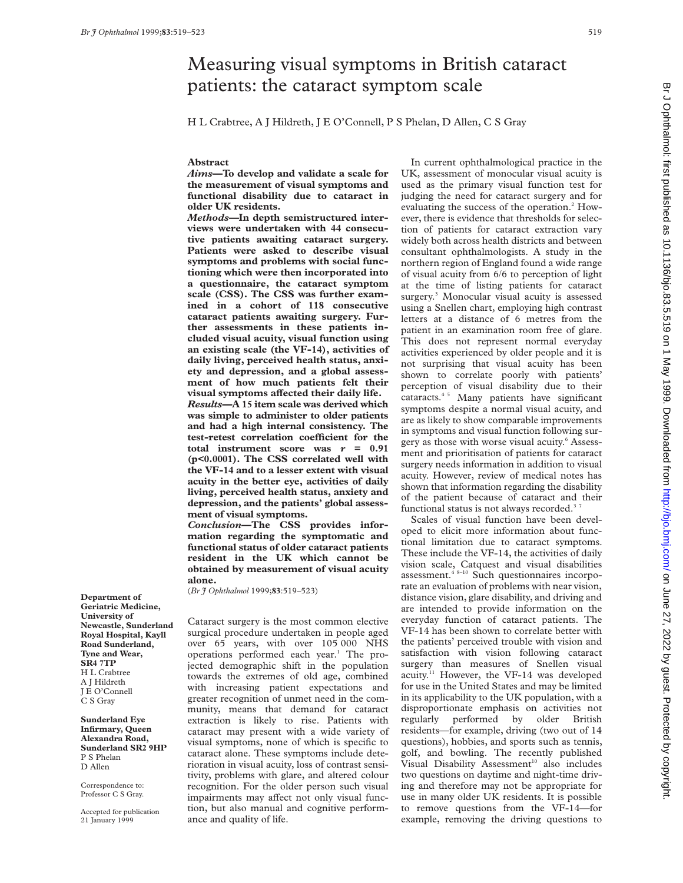# Measuring visual symptoms in British cataract patients: the cataract symptom scale

H L Crabtree, A J Hildreth, J E O'Connell, P S Phelan, D Allen, C S Gray

## Abstract

***Aims*—To develop and validate a scale for the measurement of visual symptoms and functional disability due to cataract in older UK residents.**

***Methods*—In depth semistructured interviews were undertaken with 44 consecutive patients awaiting cataract surgery. Patients were asked to describe visual symptoms and problems with social functioning which were then incorporated into a questionnaire, the cataract symptom scale (CSS). The CSS was further examined in a cohort of 118 consecutive cataract patients awaiting surgery. Further assessments in these patients included visual acuity, visual function using an existing scale (the VF-14), activities of daily living, perceived health status, anxiety and depression, and a global assessment of how much patients felt their visual symptoms affected their daily life.**

***Results*—A 15 item scale was derived which was simple to administer to older patients and had a high internal consistency. The test-retest correlation coefficient for the total instrument score was $r = 0.91$ ($p<0.0001$). The CSS correlated well with the VF-14 and to a lesser extent with visual acuity in the better eye, activities of daily living, perceived health status, anxiety and depression, and the patients' global assessment of visual symptoms.**

***Conclusion*—The CSS provides information regarding the symptomatic and functional status of older cataract patients resident in the UK which cannot be obtained by measurement of visual acuity alone.**

(*Br J Ophthalmol* 1999;**83**:519–523)

Cataract surgery is the most common elective surgical procedure undertaken in people aged over 65 years, with over 105 000 NHS operations performed each year.[1] The projected demographic shift in the population towards the extremes of old age, combined with increasing patient expectations and greater recognition of unmet need in the community, means that demand for cataract extraction is likely to rise. Patients with cataract may present with a wide variety of visual symptoms, none of which is specific to cataract alone. These symptoms include deterioration in visual acuity, loss of contrast sensitivity, problems with glare, and altered colour recognition. For the older person such visual impairments may affect not only visual function, but also manual and cognitive performance and quality of life.

In current ophthalmological practice in the UK, assessment of monocular visual acuity is used as the primary visual function test for judging the need for cataract surgery and for evaluating the success of the operation.[2] However, there is evidence that thresholds for selection of patients for cataract extraction vary widely both across health districts and between consultant ophthalmologists. A study in the northern region of England found a wide range of visual acuity from 6/6 to perception of light at the time of listing patients for cataract surgery.[3] Monocular visual acuity is assessed using a Snellen chart, employing high contrast letters at a distance of 6 metres from the patient in an examination room free of glare. This does not represent normal everyday activities experienced by older people and it is not surprising that visual acuity has been shown to correlate poorly with patients' perception of visual disability due to their cataracts.[4,5] Many patients have significant symptoms despite a normal visual acuity, and are as likely to show comparable improvements in symptoms and visual function following surgery as those with worse visual acuity.[6] Assessment and prioritisation of patients for cataract surgery needs information in addition to visual acuity. However, review of medical notes has shown that information regarding the disability of the patient because of cataract and their functional status is not always recorded.[3,7]

Scales of visual function have been developed to elicit more information about functional limitation due to cataract symptoms. These include the VF-14, the activities of daily vision scale, Catquest and visual disabilities assessment.[4,8–10] Such questionnaires incorporate an evaluation of problems with near vision, distance vision, glare disability, and driving and are intended to provide information on the everyday function of cataract patients. The VF-14 has been shown to correlate better with the patients' perceived trouble with vision and satisfaction with vision following cataract surgery than measures of Snellen visual acuity.[11] However, the VF-14 was developed for use in the United States and may be limited in its applicability to the UK population, with a disproportionate emphasis on activities not regularly performed by older British residents—for example, driving (two out of 14 questions), hobbies, and sports such as tennis, golf, and bowling. The recently published Visual Disability Assessment[10] also includes two questions on daytime and night-time driving and therefore may not be appropriate for use in many older UK residents. It is possible to remove questions from the VF-14—for example, removing the driving questions to

Department of Geriatric Medicine, University of Newcastle, Sunderland Royal Hospital, Kayll Road Sunderland, Tyne and Wear, SR4 7TP
H L Crabtree
A J Hildreth
J E O'Connell
C S Gray

Sunderland Eye Infirmary, Queen Alexandra Road, Sunderland SR2 9HP
P S Phelan
D Allen

Correspondence to: Professor C S Gray.

Accepted for publication 21 January 1999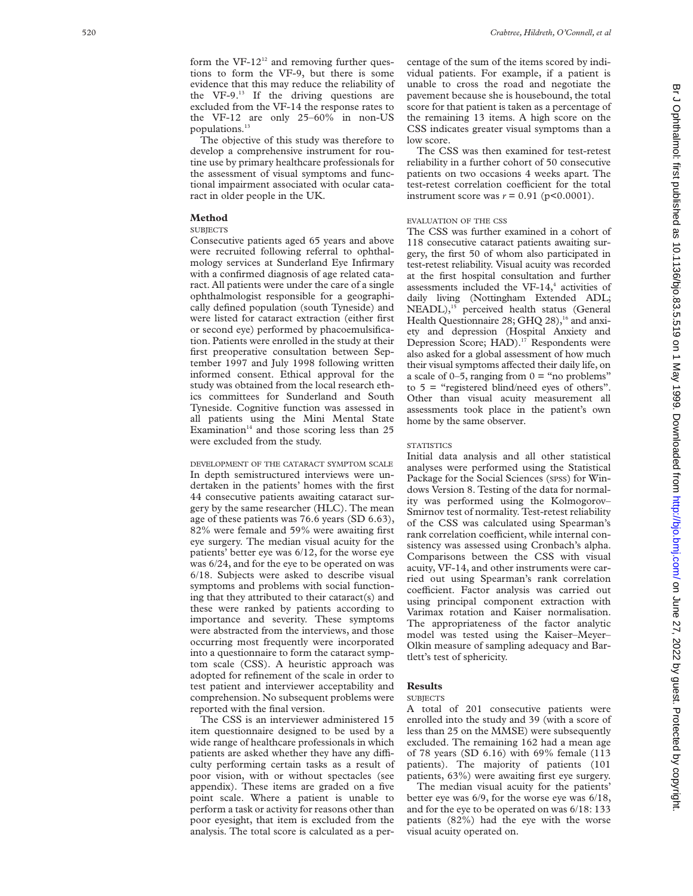form the VF-12[12] and removing further questions to form the VF-9, but there is some evidence that this may reduce the reliability of the VF-9.[13] If the driving questions are excluded from the VF-14 the response rates to the VF-12 are only 25–60% in non-US populations.[13]

The objective of this study was therefore to develop a comprehensive instrument for routine use by primary healthcare professionals for the assessment of visual symptoms and functional impairment associated with ocular cataract in older people in the UK.

## Method

### SUBJECTS

Consecutive patients aged 65 years and above were recruited following referral to ophthalmology services at Sunderland Eye Infirmary with a confirmed diagnosis of age related cataract. All patients were under the care of a single ophthalmologist responsible for a geographically defined population (south Tyneside) and were listed for cataract extraction (either first or second eye) performed by phacoemulsification. Patients were enrolled in the study at their first preoperative consultation between September 1997 and July 1998 following written informed consent. Ethical approval for the study was obtained from the local research ethics committees for Sunderland and South Tyneside. Cognitive function was assessed in all patients using the Mini Mental State Examination[14] and those scoring less than 25 were excluded from the study.

### DEVELOPMENT OF THE CATARACT SYMPTOM SCALE

In depth semistructured interviews were undertaken in the patients' homes with the first 44 consecutive patients awaiting cataract surgery by the same researcher (HLC). The mean age of these patients was 76.6 years (SD 6.63), 82% were female and 59% were awaiting first eye surgery. The median visual acuity for the patients' better eye was 6/12, for the worse eye was 6/24, and for the eye to be operated on was 6/18. Subjects were asked to describe visual symptoms and problems with social functioning that they attributed to their cataract(s) and these were ranked by patients according to importance and severity. These symptoms were abstracted from the interviews, and those occurring most frequently were incorporated into a questionnaire to form the cataract symptom scale (CSS). A heuristic approach was adopted for refinement of the scale in order to test patient and interviewer acceptability and comprehension. No subsequent problems were reported with the final version.

The CSS is an interviewer administered 15 item questionnaire designed to be used by a wide range of healthcare professionals in which patients are asked whether they have any difficulty performing certain tasks as a result of poor vision, with or without spectacles (see appendix). These items are graded on a five point scale. Where a patient is unable to perform a task or activity for reasons other than poor eyesight, that item is excluded from the analysis. The total score is calculated as a percentage of the sum of the items scored by individual patients. For example, if a patient is unable to cross the road and negotiate the pavement because she is housebound, the total score for that patient is taken as a percentage of the remaining 13 items. A high score on the CSS indicates greater visual symptoms than a low score.

The CSS was then examined for test-retest reliability in a further cohort of 50 consecutive patients on two occasions 4 weeks apart. The test-retest correlation coefficient for the total instrument score was $r = 0.91$ ($p<0.0001$).

### EVALUATION OF THE CSS

The CSS was further examined in a cohort of 118 consecutive cataract patients awaiting surgery, the first 50 of whom also participated in test-retest reliability. Visual acuity was recorded at the first hospital consultation and further assessments included the VF-14,[4] activities of daily living (Nottingham Extended ADL; NEADL),[15] perceived health status (General Health Questionnaire 28; GHQ 28),[16] and anxiety and depression (Hospital Anxiety and Depression Score; HAD).[17] Respondents were also asked for a global assessment of how much their visual symptoms affected their daily life, on a scale of 0–5, ranging from 0 = "no problems" to 5 = "registered blind/need eyes of others". Other than visual acuity measurement all assessments took place in the patient's own home by the same observer.

### STATISTICS

Initial data analysis and all other statistical analyses were performed using the Statistical Package for the Social Sciences (SPSS) for Windows Version 8. Testing of the data for normality was performed using the Kolmogorov–Smirnov test of normality. Test-retest reliability of the CSS was calculated using Spearman's rank correlation coefficient, while internal consistency was assessed using Cronbach's alpha. Comparisons between the CSS with visual acuity, VF-14, and other instruments were carried out using Spearman's rank correlation coefficient. Factor analysis was carried out using principal component extraction with Varimax rotation and Kaiser normalisation. The appropriateness of the factor analytic model was tested using the Kaiser–Meyer–Olkin measure of sampling adequacy and Bartlett's test of sphericity.

## Results

### SUBJECTS

A total of 201 consecutive patients were enrolled into the study and 39 (with a score of less than 25 on the MMSE) were subsequently excluded. The remaining 162 had a mean age of 78 years (SD 6.16) with 69% female (113 patients). The majority of patients (101 patients, 63%) were awaiting first eye surgery.

The median visual acuity for the patients' better eye was 6/9, for the worse eye was 6/18, and for the eye to be operated on was 6/18: 133 patients (82%) had the eye with the worse visual acuity operated on.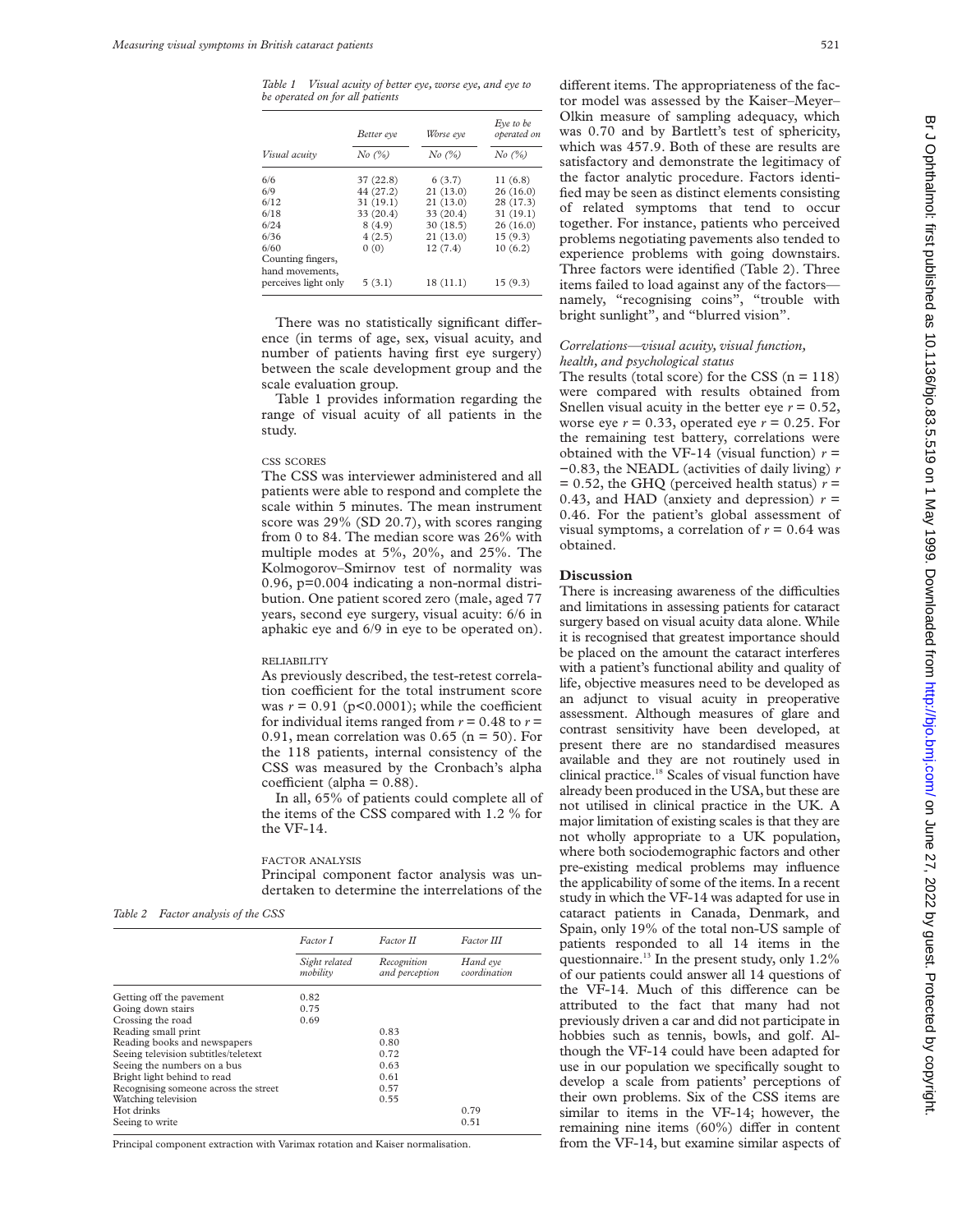Table 1 *Visual acuity of better eye, worse eye, and eye to be operated on for all patients*

| Visual acuity | Better eye No (%) | Worse eye No (%) | Eye to be operated on No (%) |
|---|---|---|---|
| 6/6 | 37 (22.8) | 6 (3.7) | 11 (6.8) |
| 6/9 | 44 (27.2) | 21 (13.0) | 26 (16.0) |
| 6/12 | 31 (19.1) | 21 (13.0) | 28 (17.3) |
| 6/18 | 33 (20.4) | 33 (20.4) | 31 (19.1) |
| 6/24 | 8 (4.9) | 30 (18.5) | 26 (16.0) |
| 6/36 | 4 (2.5) | 21 (13.0) | 15 (9.3) |
| 6/60 | 0 (0) | 12 (7.4) | 10 (6.2) |
| Counting fingers, hand movements, perceives light only | 5 (3.1) | 18 (11.1) | 15 (9.3) |

There was no statistically significant difference (in terms of age, sex, visual acuity, and number of patients having first eye surgery) between the scale development group and the scale evaluation group.

Table 1 provides information regarding the range of visual acuity of all patients in the study.

### CSS SCORES

The CSS was interviewer administered and all patients were able to respond and complete the scale within 5 minutes. The mean instrument score was 29% (SD 20.7), with scores ranging from 0 to 84. The median score was 26% with multiple modes at 5%, 20%, and 25%. The Kolmogorov–Smirnov test of normality was 0.96, p=0.004 indicating a non-normal distribution. One patient scored zero (male, aged 77 years, second eye surgery, visual acuity: 6/6 in aphakic eye and 6/9 in eye to be operated on).

### RELIABILITY

As previously described, the test-retest correlation coefficient for the total instrument score was $r = 0.91$ ($p<0.0001$); while the coefficient for individual items ranged from $r = 0.48$ to $r = 0.91$, mean correlation was 0.65 (n = 50). For the 118 patients, internal consistency of the CSS was measured by the Cronbach's alpha coefficient (alpha = 0.88).

In all, 65% of patients could complete all of the items of the CSS compared with 1.2 % for the VF-14.

### FACTOR ANALYSIS

Principal component factor analysis was undertaken to determine the interrelations of the different items. The appropriateness of the factor model was assessed by the Kaiser–Meyer–Olkin measure of sampling adequacy, which was 0.70 and by Bartlett's test of sphericity, which was 457.9. Both of these are results are satisfactory and demonstrate the legitimacy of the factor analytic procedure. Factors identified may be seen as distinct elements consisting of related symptoms that tend to occur together. For instance, patients who perceived problems negotiating pavements also tended to experience problems with going downstairs. Three factors were identified (Table 2). Three items failed to load against any of the factors—namely, "recognising coins", "trouble with bright sunlight", and "blurred vision".

Table 2 *Factor analysis of the CSS*

| | Factor I Sight related mobility | Factor II Recognition and perception | Factor III Hand eye coordination |
|---|---|---|---|
| Getting off the pavement | 0.82 | | |
| Going down stairs | 0.75 | | |
| Crossing the road | 0.69 | | |
| Reading small print | | 0.83 | |
| Reading books and newspapers | | 0.80 | |
| Seeing television subtitles/teletext | | 0.72 | |
| Seeing the numbers on a bus | | 0.63 | |
| Bright light behind to read | | 0.61 | |
| Recognising someone across the street | | 0.57 | |
| Watching television | | 0.55 | |
| Hot drinks | | | 0.79 |
| Seeing to write | | | 0.51 |

Principal component extraction with Varimax rotation and Kaiser normalisation.

### *Correlations—visual acuity, visual function, health, and psychological status*

The results (total score) for the CSS (n = 118) were compared with results obtained from Snellen visual acuity in the better eye $r = 0.52$, worse eye $r = 0.33$, operated eye $r = 0.25$. For the remaining test battery, correlations were obtained with the VF-14 (visual function) $r = -0.83$, the NEADL (activities of daily living) $r = 0.52$, the GHQ (perceived health status) $r = 0.43$, and HAD (anxiety and depression) $r = 0.46$. For the patient's global assessment of visual symptoms, a correlation of $r = 0.64$ was obtained.

## Discussion

There is increasing awareness of the difficulties and limitations in assessing patients for cataract surgery based on visual acuity data alone. While it is recognised that greatest importance should be placed on the amount the cataract interferes with a patient's functional ability and quality of life, objective measures need to be developed as an adjunct to visual acuity in preoperative assessment. Although measures of glare and contrast sensitivity have been developed, at present there are no standardised measures available and they are not routinely used in clinical practice.[18] Scales of visual function have already been produced in the USA, but these are not utilised in clinical practice in the UK. A major limitation of existing scales is that they are not wholly appropriate to a UK population, where both sociodemographic factors and other pre-existing medical problems may influence the applicability of some of the items. In a recent study in which the VF-14 was adapted for use in cataract patients in Canada, Denmark, and Spain, only 19% of the total non-US sample of patients responded to all 14 items in the questionnaire.[13] In the present study, only 1.2% of our patients could answer all 14 questions of the VF-14. Much of this difference can be attributed to the fact that many had not previously driven a car and did not participate in hobbies such as tennis, bowls, and golf. Although the VF-14 could have been adapted for use in our population we specifically sought to develop a scale from patients' perceptions of their own problems. Six of the CSS items are similar to items in the VF-14; however, the remaining nine items (60%) differ in content from the VF-14, but examine similar aspects of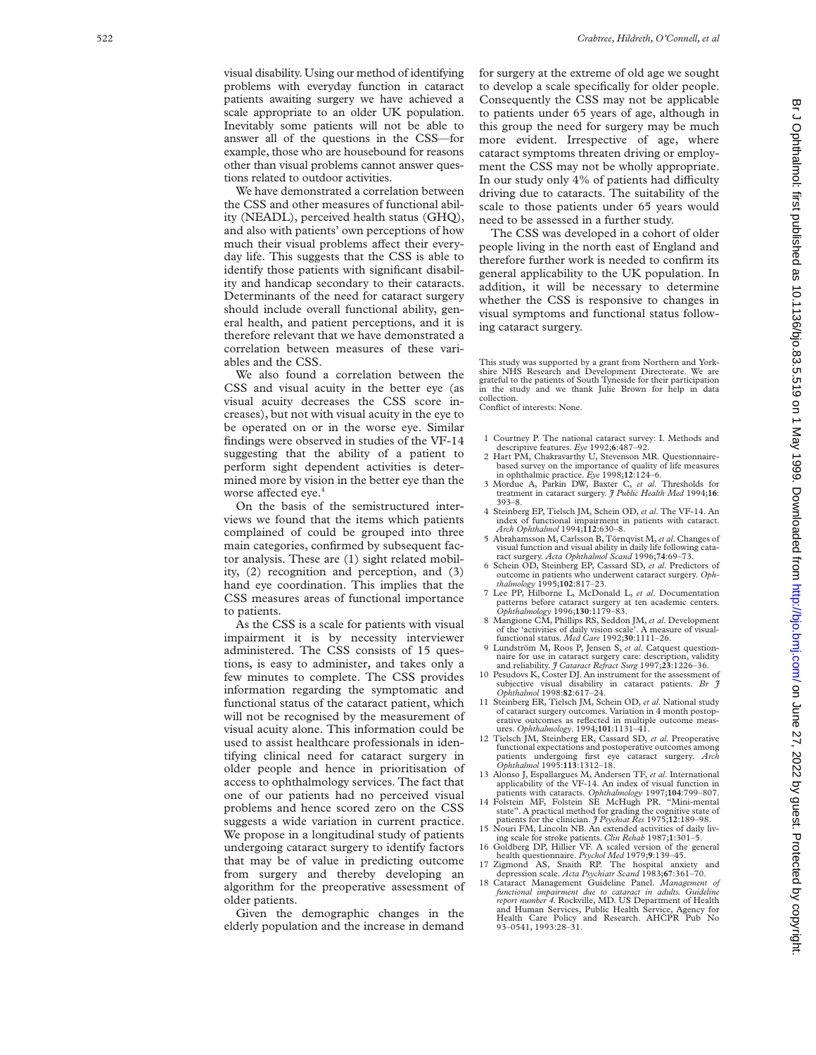visual disability. Using our method of identifying problems with everyday function in cataract patients awaiting surgery we have achieved a scale appropriate to an older UK population. Inevitably some patients will not be able to answer all of the questions in the CSS—for example, those who are housebound for reasons other than visual problems cannot answer questions related to outdoor activities.

We have demonstrated a correlation between the CSS and other measures of functional ability (NEADL), perceived health status (GHQ), and also with patients' own perceptions of how much their visual problems affect their everyday life. This suggests that the CSS is able to identify those patients with significant disability and handicap secondary to their cataracts. Determinants of the need for cataract surgery should include overall functional ability, general health, and patient perceptions, and it is therefore relevant that we have demonstrated a correlation between measures of these variables and the CSS.

We also found a correlation between the CSS and visual acuity in the better eye (as visual acuity decreases the CSS score increases), but not with visual acuity in the eye to be operated on or in the worse eye. Similar findings were observed in studies of the VF-14 suggesting that the ability of a patient to perform sight dependent activities is determined more by vision in the better eye than the worse affected eye.[4]

On the basis of the semistructured interviews we found that the items which patients complained of could be grouped into three main categories, confirmed by subsequent factor analysis. These are (1) sight related mobility, (2) recognition and perception, and (3) hand eye coordination. This implies that the CSS measures areas of functional importance to patients.

As the CSS is a scale for patients with visual impairment it is by necessity interviewer administered. The CSS consists of 15 questions, is easy to administer, and takes only a few minutes to complete. The CSS provides information regarding the symptomatic and functional status of the cataract patient, which will not be recognised by the measurement of visual acuity alone. This information could be used to assist healthcare professionals in identifying clinical need for cataract surgery in older people and hence in prioritisation of access to ophthalmology services. The fact that one of our patients had no perceived visual problems and hence scored zero on the CSS suggests a wide variation in current practice. We propose in a longitudinal study of patients undergoing cataract surgery to identify factors that may be of value in predicting outcome from surgery and thereby developing an algorithm for the preoperative assessment of older patients.

Given the demographic changes in the elderly population and the increase in demand for surgery at the extreme of old age we sought to develop a scale specifically for older people. Consequently the CSS may not be applicable to patients under 65 years of age, although in this group the need for surgery may be much more evident. Irrespective of age, where cataract symptoms threaten driving or employment the CSS may not be wholly appropriate. In our study only 4% of patients had difficulty driving due to cataracts. The suitability of the scale to those patients under 65 years would need to be assessed in a further study.

The CSS was developed in a cohort of older people living in the north east of England and therefore further work is needed to confirm its general applicability to the UK population. In addition, it will be necessary to determine whether the CSS is responsive to changes in visual symptoms and functional status following cataract surgery.

This study was supported by a grant from Northern and Yorkshire NHS Research and Development Directorate. We are grateful to the patients of South Tyneside for their participation in the study and we thank Julie Brown for help in data collection.

Conflict of interests: None.

1. Courtney P. The national cataract survey: I. Methods and descriptive features. *Eye* 1992;**6**:487–92.
2. Hart PM, Chakravarthy U, Stevenson MR. Questionnaire-based survey on the importance of quality of life measures in ophthalmic practice. *Eye* 1998;**12**:124–6.
3. Mordue A, Parkin DW, Baxter C, *et al*. Thresholds for treatment in cataract surgery. *J Public Health Med* 1994;**16**: 393–8.
4. Steinberg EP, Tielsch JM, Schein OD, *et al*. The VF-14. An index of functional impairment in patients with cataract. *Arch Ophthalmol* 1994;**112**:630–8.
5. Abrahamsson M, Carlsson B, Törnqvist M, *et al*. Changes of visual function and visual ability in daily life following cataract surgery. *Acta Ophthalmol Scand* 1996;**74**:69–73.
6. Schein OD, Steinberg EP, Cassard SD, *et al*. Predictors of outcome in patients who underwent cataract surgery. *Ophthalmology* 1995;**102**:817–23.
7. Lee PP, Hilborne L, McDonald L, *et al*. Documentation patterns before cataract surgery at ten academic centers. *Ophthalmology* 1996;**130**:1179–83.
8. Mangione CM, Phillips RS, Seddon JM, *et al*. Development of the 'activities of daily vision scale'. A measure of visual-functional status. *Med Care* 1992;**30**:1111–26.
9. Lundström M, Roos P, Jensen S, *et al*. Catquest questionnaire for use in cataract surgery care: description, validity and reliability. *J Cataract Refract Surg* 1997;**23**:1226–36.
10. Pesudovs K, Coster DJ. An instrument for the assessment of subjective visual disability in cataract patients. *Br J Ophthalmol* 1998:**82**:617–24.
11. Steinberg ER, Tielsch JM, Schein OD, *et al*. National study of cataract surgery outcomes. Variation in 4 month postoperative outcomes as reflected in multiple outcome measures. *Ophthalmology*. 1994;**101**:1131–41.
12. Tielsch JM, Steinberg ER, Cassard SD, *et al*. Preoperative functional expectations and postoperative outcomes among patients undergoing first eye cataract surgery. *Arch Ophthalmol* 1995:**113**:1312–18.
13. Alonso J, Espallargues M, Andersen TF, *et al*. International applicability of the VF-14. An index of visual function in patients with cataracts. *Ophthalmology* 1997;**104**:799–807.
14. Folstein MF, Folstein SE McHugh PR. "Mini-mental state". A practical method for grading the cognitive state of patients for the clinician. *J Psychiat Res* 1975;**12**:189–98.
15. Nouri FM, Lincoln NB. An extended activities of daily living scale for stroke patients. *Clin Rehab* 1987;**1**:301–5.
16. Goldberg DP, Hillier VF. A scaled version of the general health questionnaire. *Psychol Med* 1979;**9**:139–45.
17. Zigmond AS, Snaith RP. The hospital anxiety and depression scale. *Acta Psychiatr Scand* 1983;**67**:361–70.
18. Cataract Management Guideline Panel. *Management of functional impairment due to cataract in adults. Guideline report number 4.* Rockville, MD. US Department of Health and Human Services, Public Health Service, Agency for Health Care Policy and Research. AHCPR Pub No 93–0541, 1993:28–31.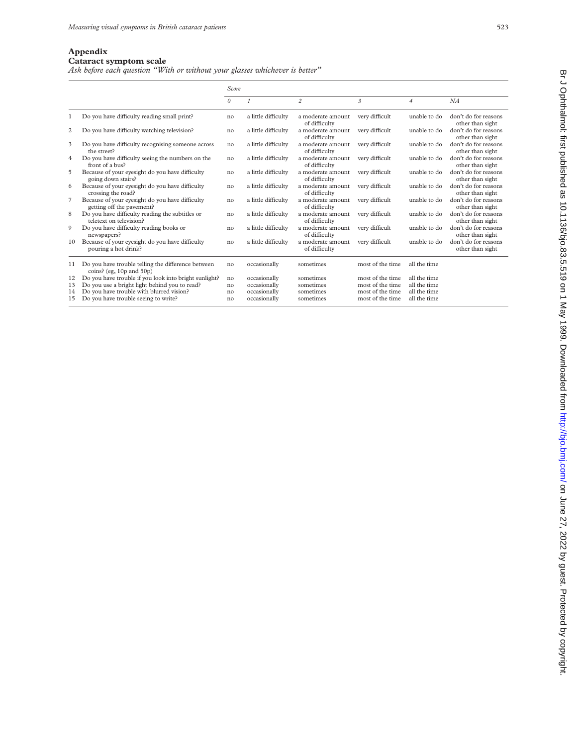## Appendix

### Cataract symptom scale

*Ask before each question "With or without your glasses whichever is better"*

| | | Score | | | | | |
|---|---|---|---|---|---|---|---|
| | | *0* | *1* | *2* | *3* | *4* | *NA* |
| 1 | Do you have difficulty reading small print? | no | a little difficulty | a moderate amount of difficulty | very difficult | unable to do | don't do for reasons other than sight |
| 2 | Do you have difficulty watching television? | no | a little difficulty | a moderate amount of difficulty | very difficult | unable to do | don't do for reasons other than sight |
| 3 | Do you have difficulty recognising someone across the street? | no | a little difficulty | a moderate amount of difficulty | very difficult | unable to do | don't do for reasons other than sight |
| 4 | Do you have difficulty seeing the numbers on the front of a bus? | no | a little difficulty | a moderate amount of difficulty | very difficult | unable to do | don't do for reasons other than sight |
| 5 | Because of your eyesight do you have difficulty going down stairs? | no | a little difficulty | a moderate amount of difficulty | very difficult | unable to do | don't do for reasons other than sight |
| 6 | Because of your eyesight do you have difficulty crossing the road? | no | a little difficulty | a moderate amount of difficulty | very difficult | unable to do | don't do for reasons other than sight |
| 7 | Because of your eyesight do you have difficulty getting off the pavement? | no | a little difficulty | a moderate amount of difficulty | very difficult | unable to do | don't do for reasons other than sight |
| 8 | Do you have difficulty reading the subtitles or teletext on television? | no | a little difficulty | a moderate amount of difficulty | very difficult | unable to do | don't do for reasons other than sight |
| 9 | Do you have difficulty reading books or newspapers? | no | a little difficulty | a moderate amount of difficulty | very difficult | unable to do | don't do for reasons other than sight |
| 10 | Because of your eyesight do you have difficulty pouring a hot drink? | no | a little difficulty | a moderate amount of difficulty | very difficult | unable to do | don't do for reasons other than sight |
| 11 | Do you have trouble telling the difference between coins? (eg, 10p and 50p) | no | occasionally | sometimes | most of the time | all the time | |
| 12 | Do you have trouble if you look into bright sunlight? | no | occasionally | sometimes | most of the time | all the time | |
| 13 | Do you use a bright light behind you to read? | no | occasionally | sometimes | most of the time | all the time | |
| 14 | Do you have trouble with blurred vision? | no | occasionally | sometimes | most of the time | all the time | |
| 15 | Do you have trouble seeing to write? | no | occasionally | sometimes | most of the time | all the time | |